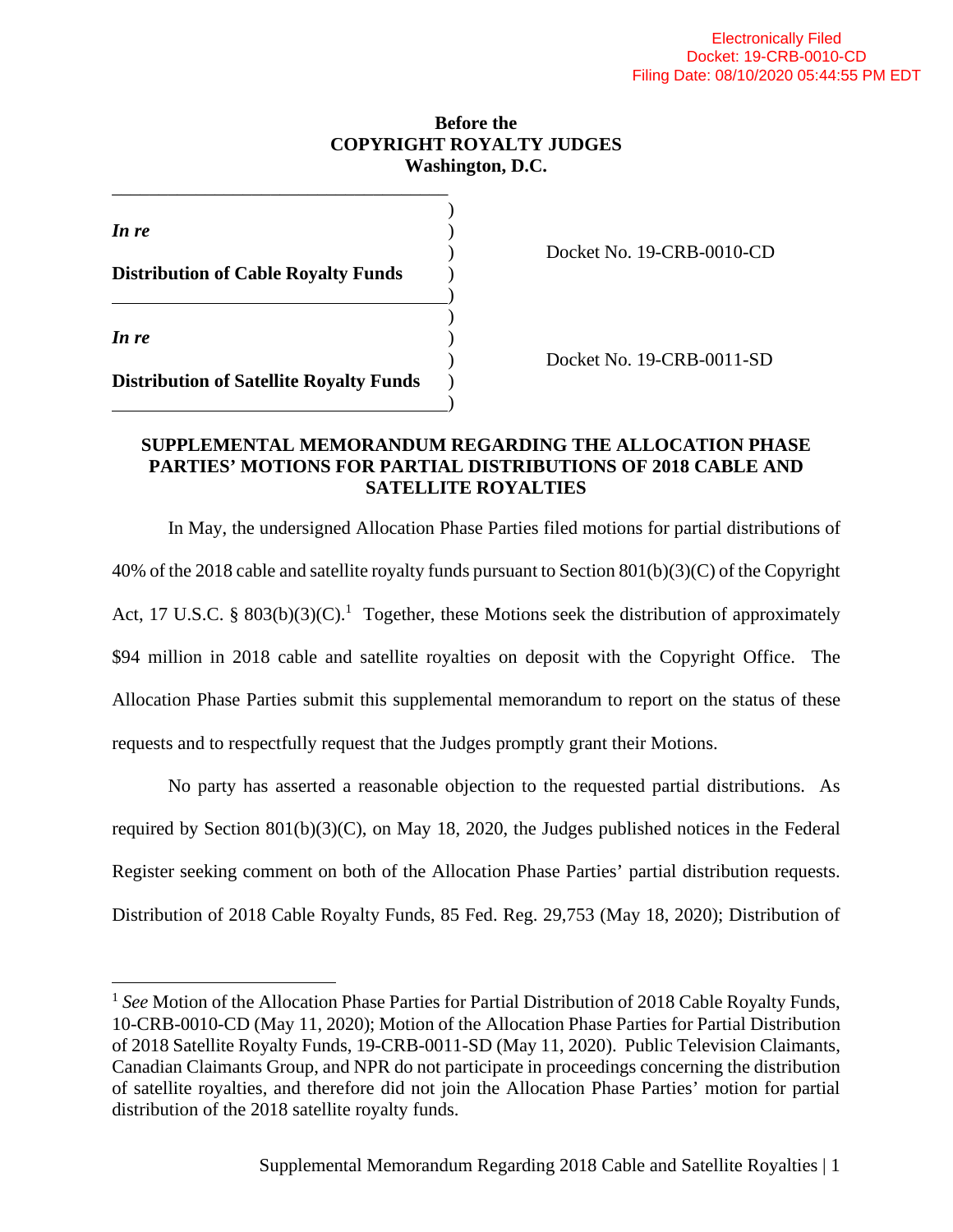Electronically Filed
Docket: 19-CRB-0010-CD
Filing Date: 08/10/2020 05:44:55 PM EDT

**Before the**
**COPYRIGHT ROYALTY JUDGES**
**Washington, D.C.**

| | |
|---|---|
| ***In re*** **Distribution of Cable Royalty Funds** | Docket No. 19-CRB-0010-CD |
| ***In re*** **Distribution of Satellite Royalty Funds** | Docket No. 19-CRB-0011-SD |

## SUPPLEMENTAL MEMORANDUM REGARDING THE ALLOCATION PHASE PARTIES' MOTIONS FOR PARTIAL DISTRIBUTIONS OF 2018 CABLE AND SATELLITE ROYALTIES

In May, the undersigned Allocation Phase Parties filed motions for partial distributions of 40% of the 2018 cable and satellite royalty funds pursuant to Section 801(b)(3)(C) of the Copyright Act, 17 U.S.C. § 803(b)(3)(C).[1] Together, these Motions seek the distribution of approximately $94 million in 2018 cable and satellite royalties on deposit with the Copyright Office. The Allocation Phase Parties submit this supplemental memorandum to report on the status of these requests and to respectfully request that the Judges promptly grant their Motions.

No party has asserted a reasonable objection to the requested partial distributions. As required by Section 801(b)(3)(C), on May 18, 2020, the Judges published notices in the Federal Register seeking comment on both of the Allocation Phase Parties' partial distribution requests. Distribution of 2018 Cable Royalty Funds, 85 Fed. Reg. 29,753 (May 18, 2020); Distribution of

[1] *See* Motion of the Allocation Phase Parties for Partial Distribution of 2018 Cable Royalty Funds, 10-CRB-0010-CD (May 11, 2020); Motion of the Allocation Phase Parties for Partial Distribution of 2018 Satellite Royalty Funds, 19-CRB-0011-SD (May 11, 2020). Public Television Claimants, Canadian Claimants Group, and NPR do not participate in proceedings concerning the distribution of satellite royalties, and therefore did not join the Allocation Phase Parties' motion for partial distribution of the 2018 satellite royalty funds.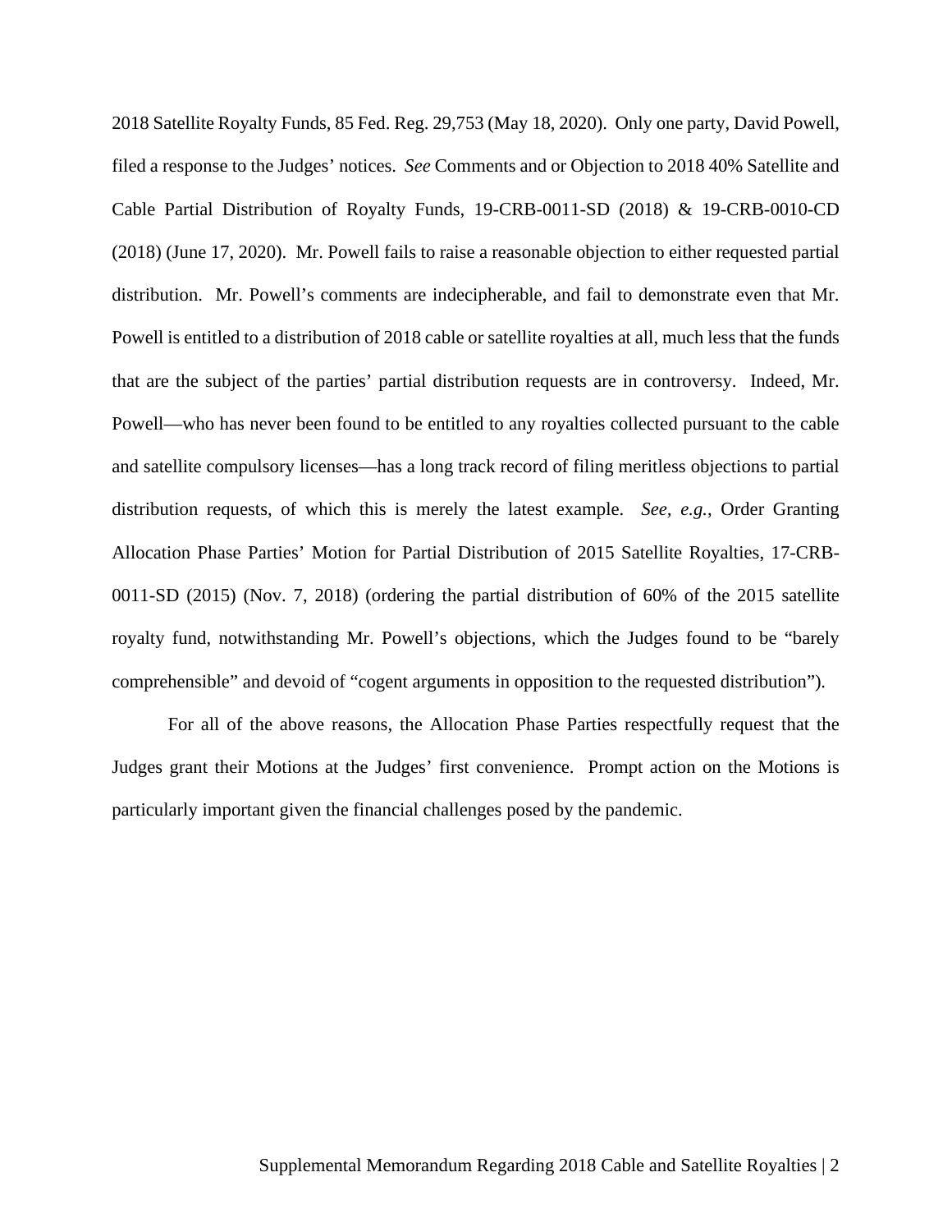2018 Satellite Royalty Funds, 85 Fed. Reg. 29,753 (May 18, 2020). Only one party, David Powell, filed a response to the Judges' notices. *See* Comments and or Objection to 2018 40% Satellite and Cable Partial Distribution of Royalty Funds, 19-CRB-0011-SD (2018) & 19-CRB-0010-CD (2018) (June 17, 2020). Mr. Powell fails to raise a reasonable objection to either requested partial distribution. Mr. Powell's comments are indecipherable, and fail to demonstrate even that Mr. Powell is entitled to a distribution of 2018 cable or satellite royalties at all, much less that the funds that are the subject of the parties' partial distribution requests are in controversy. Indeed, Mr. Powell—who has never been found to be entitled to any royalties collected pursuant to the cable and satellite compulsory licenses—has a long track record of filing meritless objections to partial distribution requests, of which this is merely the latest example. *See, e.g.*, Order Granting Allocation Phase Parties' Motion for Partial Distribution of 2015 Satellite Royalties, 17-CRB-0011-SD (2015) (Nov. 7, 2018) (ordering the partial distribution of 60% of the 2015 satellite royalty fund, notwithstanding Mr. Powell's objections, which the Judges found to be "barely comprehensible" and devoid of "cogent arguments in opposition to the requested distribution").

For all of the above reasons, the Allocation Phase Parties respectfully request that the Judges grant their Motions at the Judges' first convenience. Prompt action on the Motions is particularly important given the financial challenges posed by the pandemic.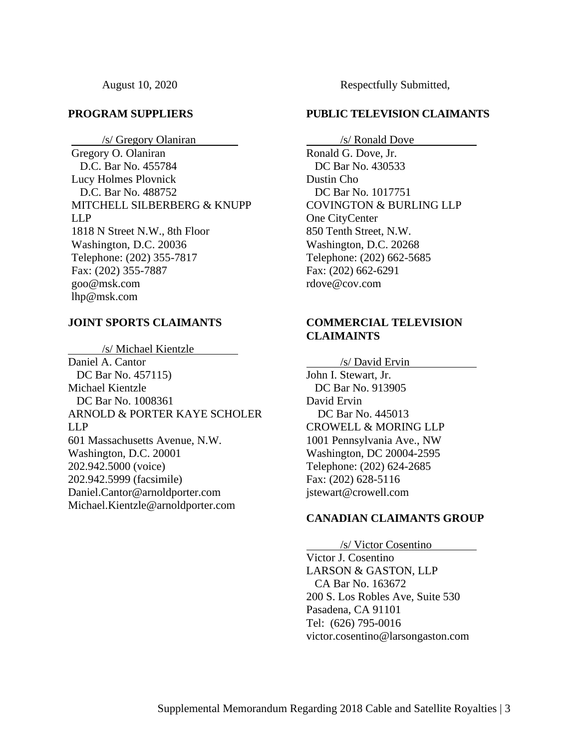August 10, 2020

Respectfully Submitted,

**PROGRAM SUPPLIERS**

/s/ Gregory Olaniran
Gregory O. Olaniran
D.C. Bar No. 455784
Lucy Holmes Plovnick
D.C. Bar No. 488752
MITCHELL SILBERBERG & KNUPP LLP
1818 N Street N.W., 8th Floor
Washington, D.C. 20036
Telephone: (202) 355-7817
Fax: (202) 355-7887
goo@msk.com
lhp@msk.com

**JOINT SPORTS CLAIMANTS**

/s/ Michael Kientzle
Daniel A. Cantor
DC Bar No. 457115)
Michael Kientzle
DC Bar No. 1008361
ARNOLD & PORTER KAYE SCHOLER LLP
601 Massachusetts Avenue, N.W.
Washington, D.C. 20001
202.942.5000 (voice)
202.942.5999 (facsimile)
Daniel.Cantor@arnoldporter.com
Michael.Kientzle@arnoldporter.com

**PUBLIC TELEVISION CLAIMANTS**

/s/ Ronald Dove
Ronald G. Dove, Jr.
DC Bar No. 430533
Dustin Cho
DC Bar No. 1017751
COVINGTON & BURLING LLP
One CityCenter
850 Tenth Street, N.W.
Washington, D.C. 20268
Telephone: (202) 662-5685
Fax: (202) 662-6291
rdove@cov.com

**COMMERCIAL TELEVISION CLAIMAINTS**

/s/ David Ervin
John I. Stewart, Jr.
DC Bar No. 913905
David Ervin
DC Bar No. 445013
CROWELL & MORING LLP
1001 Pennsylvania Ave., NW
Washington, DC 20004-2595
Telephone: (202) 624-2685
Fax: (202) 628-5116
jstewart@crowell.com

**CANADIAN CLAIMANTS GROUP**

/s/ Victor Cosentino
Victor J. Cosentino
LARSON & GASTON, LLP
CA Bar No. 163672
200 S. Los Robles Ave, Suite 530
Pasadena, CA 91101
Tel: (626) 795-0016
victor.cosentino@larsongaston.com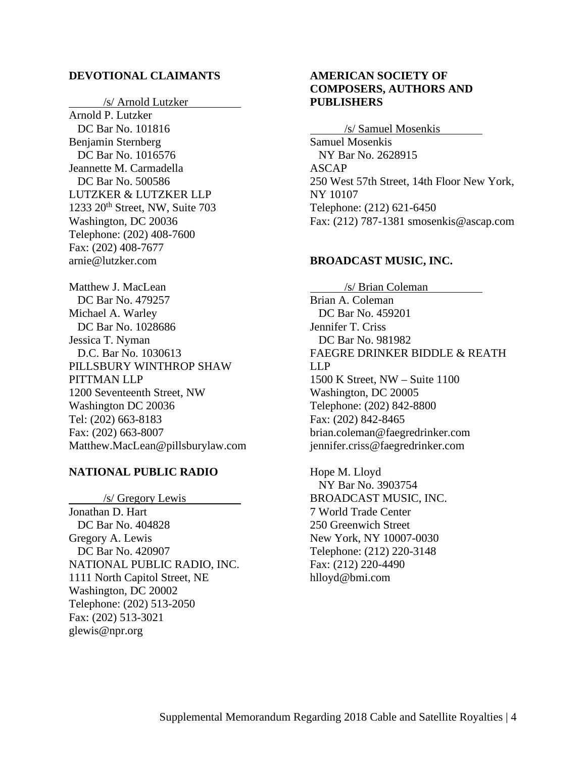**DEVOTIONAL CLAIMANTS**

/s/ Arnold Lutzker

Arnold P. Lutzker
DC Bar No. 101816
Benjamin Sternberg
DC Bar No. 1016576
Jeannette M. Carmadella
DC Bar No. 500586
LUTZKER & LUTZKER LLP
1233 20th Street, NW, Suite 703
Washington, DC 20036
Telephone: (202) 408-7600
Fax: (202) 408-7677
arnie@lutzker.com

Matthew J. MacLean
DC Bar No. 479257
Michael A. Warley
DC Bar No. 1028686
Jessica T. Nyman
D.C. Bar No. 1030613
PILLSBURY WINTHROP SHAW PITTMAN LLP
1200 Seventeenth Street, NW
Washington DC 20036
Tel: (202) 663-8183
Fax: (202) 663-8007
Matthew.MacLean@pillsburylaw.com

**NATIONAL PUBLIC RADIO**

/s/ Gregory Lewis

Jonathan D. Hart
DC Bar No. 404828
Gregory A. Lewis
DC Bar No. 420907
NATIONAL PUBLIC RADIO, INC.
1111 North Capitol Street, NE
Washington, DC 20002
Telephone: (202) 513-2050
Fax: (202) 513-3021
glewis@npr.org

**AMERICAN SOCIETY OF COMPOSERS, AUTHORS AND PUBLISHERS**

/s/ Samuel Mosenkis

Samuel Mosenkis
NY Bar No. 2628915
ASCAP
250 West 57th Street, 14th Floor New York, NY 10107
Telephone: (212) 621-6450
Fax: (212) 787-1381 smosenkis@ascap.com

**BROADCAST MUSIC, INC.**

/s/ Brian Coleman

Brian A. Coleman
DC Bar No. 459201
Jennifer T. Criss
DC Bar No. 981982
FAEGRE DRINKER BIDDLE & REATH LLP
1500 K Street, NW – Suite 1100
Washington, DC 20005
Telephone: (202) 842-8800
Fax: (202) 842-8465
brian.coleman@faegredrinker.com
jennifer.criss@faegredrinker.com

Hope M. Lloyd
NY Bar No. 3903754
BROADCAST MUSIC, INC.
7 World Trade Center
250 Greenwich Street
New York, NY 10007-0030
Telephone: (212) 220-3148
Fax: (212) 220-4490
hlloyd@bmi.com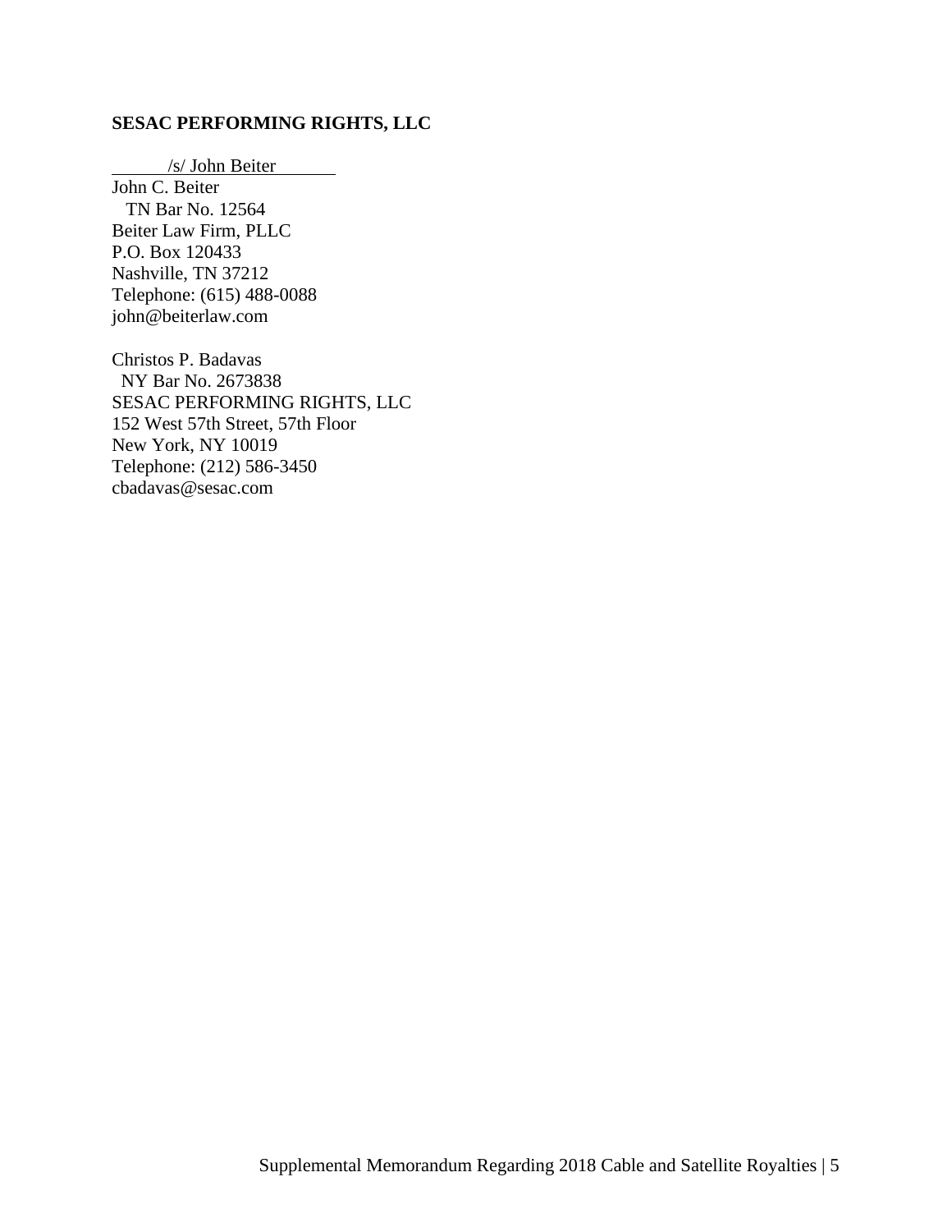**SESAC PERFORMING RIGHTS, LLC**

/s/ John Beiter

John C. Beiter
TN Bar No. 12564
Beiter Law Firm, PLLC
P.O. Box 120433
Nashville, TN 37212
Telephone: (615) 488-0088
john@beiterlaw.com

Christos P. Badavas
NY Bar No. 2673838
SESAC PERFORMING RIGHTS, LLC
152 West 57th Street, 57th Floor
New York, NY 10019
Telephone: (212) 586-3450
cbadavas@sesac.com